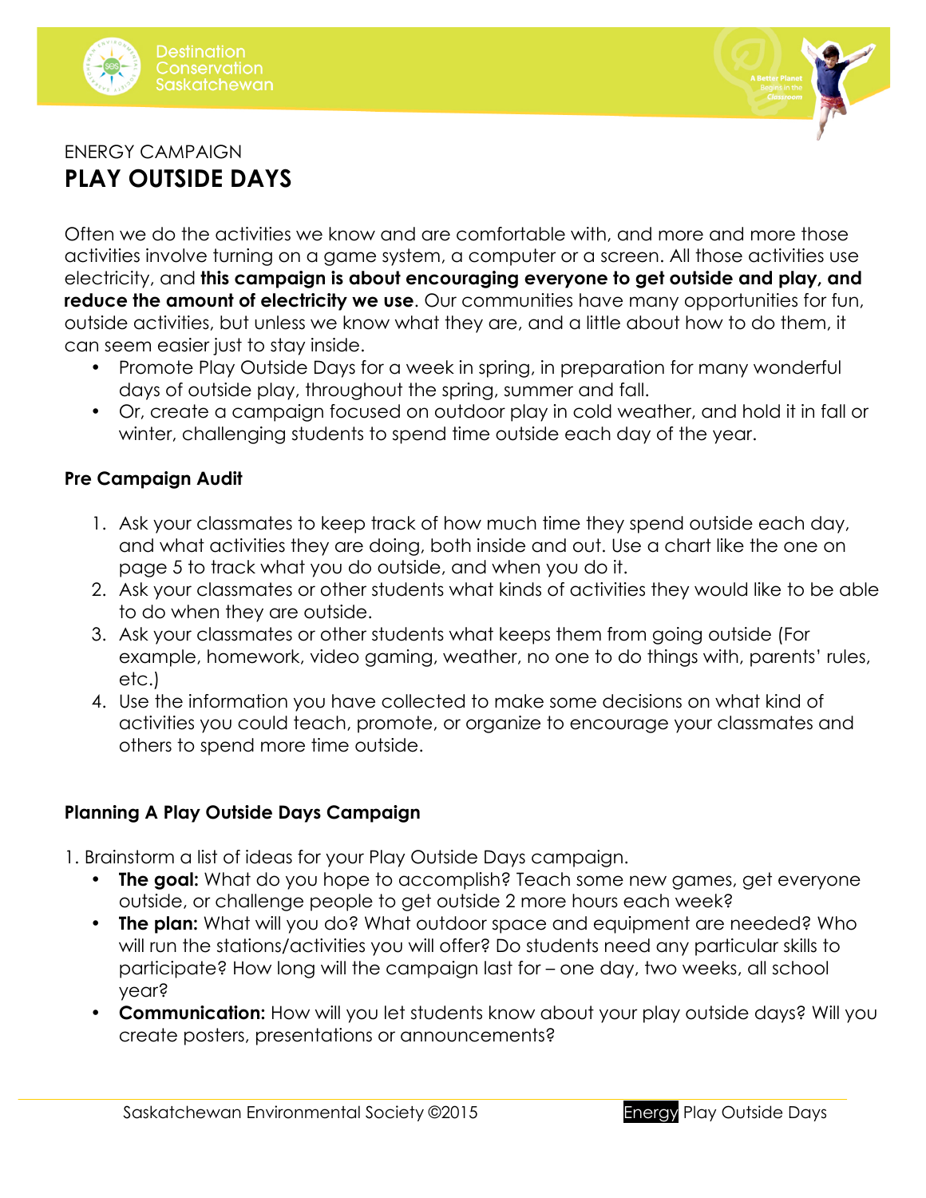ENERGY CAMPAIGN

# PLAY OUTSIDE DAYS

Often we do the activities we know and are comfortable with, and more and more those activities involve turning on a game system, a computer or a screen. All those activities use electricity, and **this campaign is about encouraging everyone to get outside and play, and reduce the amount of electricity we use**. Our communities have many opportunities for fun, outside activities, but unless we know what they are, and a little about how to do them, it can seem easier just to stay inside.

- Promote Play Outside Days for a week in spring, in preparation for many wonderful days of outside play, throughout the spring, summer and fall.
- Or, create a campaign focused on outdoor play in cold weather, and hold it in fall or winter, challenging students to spend time outside each day of the year.

### Pre Campaign Audit

1. Ask your classmates to keep track of how much time they spend outside each day, and what activities they are doing, both inside and out. Use a chart like the one on page 5 to track what you do outside, and when you do it.
2. Ask your classmates or other students what kinds of activities they would like to be able to do when they are outside.
3. Ask your classmates or other students what keeps them from going outside (For example, homework, video gaming, weather, no one to do things with, parents' rules, etc.)
4. Use the information you have collected to make some decisions on what kind of activities you could teach, promote, or organize to encourage your classmates and others to spend more time outside.

### Planning A Play Outside Days Campaign

1. Brainstorm a list of ideas for your Play Outside Days campaign.
   - **The goal:** What do you hope to accomplish? Teach some new games, get everyone outside, or challenge people to get outside 2 more hours each week?
   - **The plan:** What will you do? What outdoor space and equipment are needed? Who will run the stations/activities you will offer? Do students need any particular skills to participate? How long will the campaign last for – one day, two weeks, all school year?
   - **Communication:** How will you let students know about your play outside days? Will you create posters, presentations or announcements?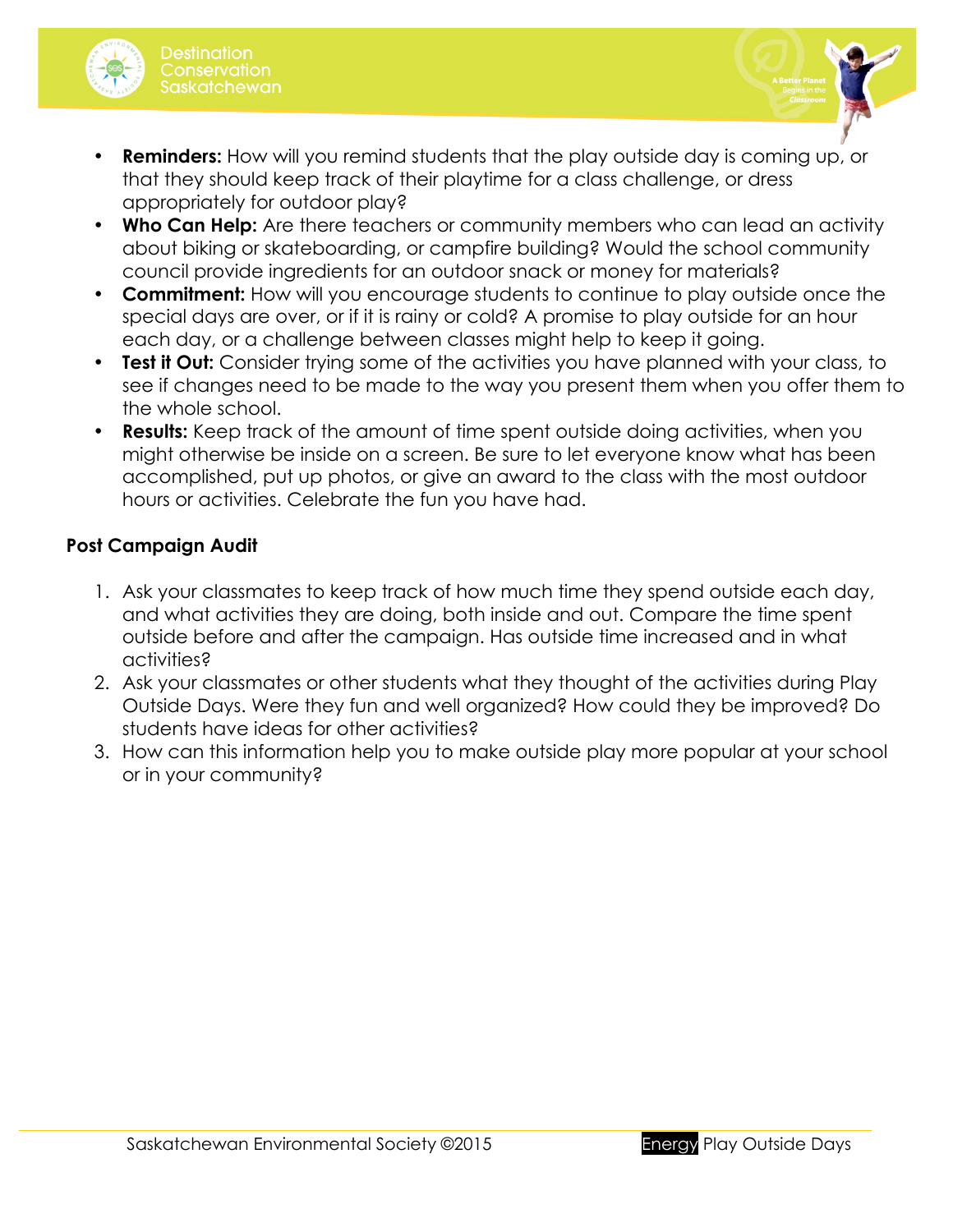- **Reminders:** How will you remind students that the play outside day is coming up, or that they should keep track of their playtime for a class challenge, or dress appropriately for outdoor play?
- **Who Can Help:** Are there teachers or community members who can lead an activity about biking or skateboarding, or campfire building? Would the school community council provide ingredients for an outdoor snack or money for materials?
- **Commitment:** How will you encourage students to continue to play outside once the special days are over, or if it is rainy or cold? A promise to play outside for an hour each day, or a challenge between classes might help to keep it going.
- **Test it Out:** Consider trying some of the activities you have planned with your class, to see if changes need to be made to the way you present them when you offer them to the whole school.
- **Results:** Keep track of the amount of time spent outside doing activities, when you might otherwise be inside on a screen. Be sure to let everyone know what has been accomplished, put up photos, or give an award to the class with the most outdoor hours or activities. Celebrate the fun you have had.

**Post Campaign Audit**

1. Ask your classmates to keep track of how much time they spend outside each day, and what activities they are doing, both inside and out. Compare the time spent outside before and after the campaign. Has outside time increased and in what activities?
2. Ask your classmates or other students what they thought of the activities during Play Outside Days. Were they fun and well organized? How could they be improved? Do students have ideas for other activities?
3. How can this information help you to make outside play more popular at your school or in your community?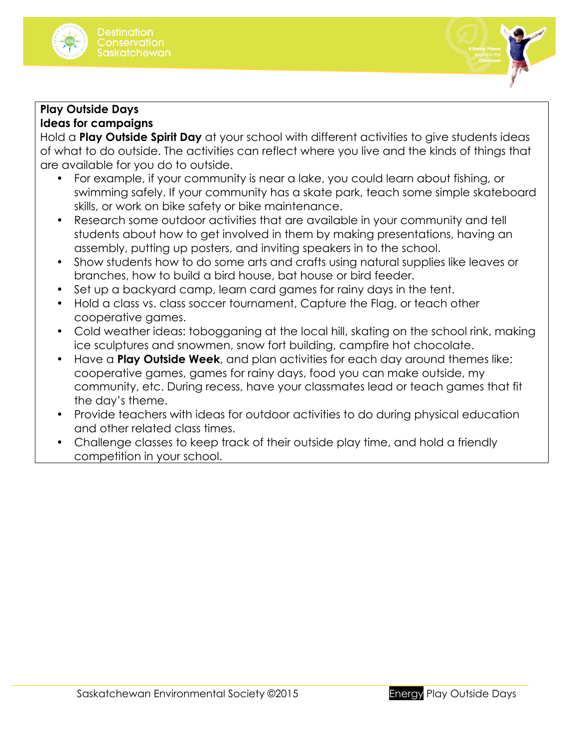**Play Outside Days**
**Ideas for campaigns**

Hold a **Play Outside Spirit Day** at your school with different activities to give students ideas of what to do outside. The activities can reflect where you live and the kinds of things that are available for you do to outside.

- For example, if your community is near a lake, you could learn about fishing, or swimming safely. If your community has a skate park, teach some simple skateboard skills, or work on bike safety or bike maintenance.
- Research some outdoor activities that are available in your community and tell students about how to get involved in them by making presentations, having an assembly, putting up posters, and inviting speakers in to the school.
- Show students how to do some arts and crafts using natural supplies like leaves or branches, how to build a bird house, bat house or bird feeder.
- Set up a backyard camp, learn card games for rainy days in the tent.
- Hold a class vs. class soccer tournament, Capture the Flag, or teach other cooperative games.
- Cold weather ideas: tobogganing at the local hill, skating on the school rink, making ice sculptures and snowmen, snow fort building, campfire hot chocolate.
- Have a **Play Outside Week**, and plan activities for each day around themes like: cooperative games, games for rainy days, food you can make outside, my community, etc. During recess, have your classmates lead or teach games that fit the day's theme.
- Provide teachers with ideas for outdoor activities to do during physical education and other related class times.
- Challenge classes to keep track of their outside play time, and hold a friendly competition in your school.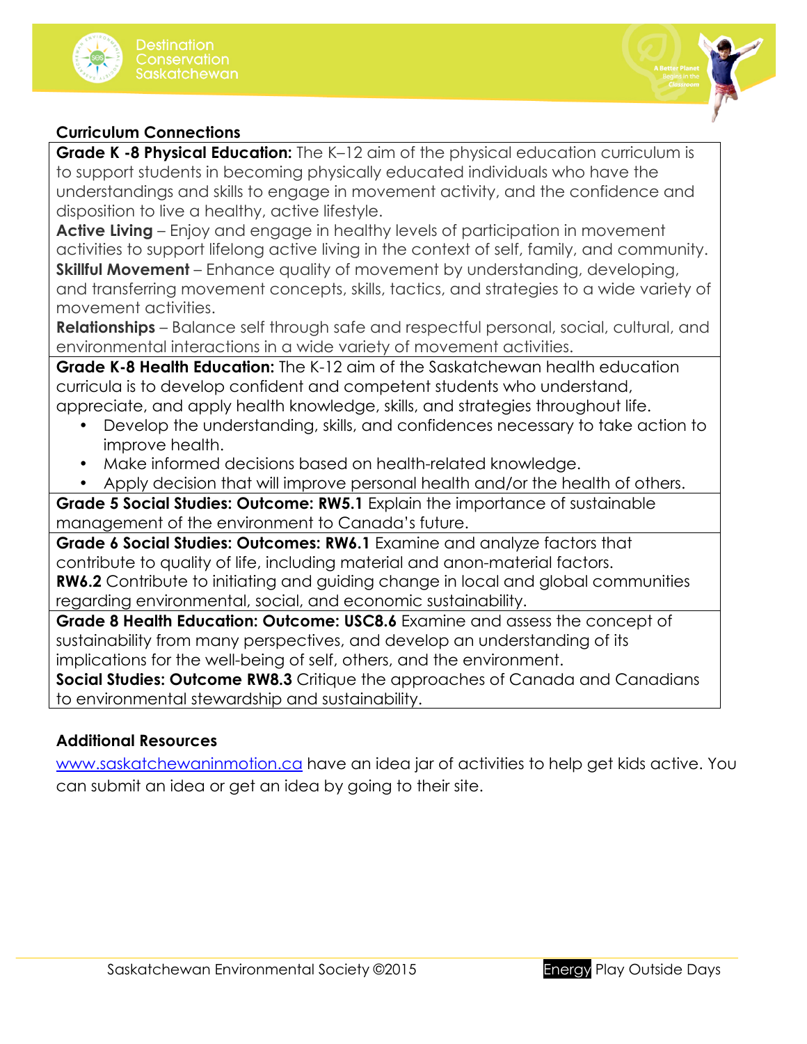### Curriculum Connections

**Grade K -8 Physical Education:** The K–12 aim of the physical education curriculum is to support students in becoming physically educated individuals who have the understandings and skills to engage in movement activity, and the confidence and disposition to live a healthy, active lifestyle.
**Active Living** – Enjoy and engage in healthy levels of participation in movement activities to support lifelong active living in the context of self, family, and community.
**Skillful Movement** – Enhance quality of movement by understanding, developing, and transferring movement concepts, skills, tactics, and strategies to a wide variety of movement activities.
**Relationships** – Balance self through safe and respectful personal, social, cultural, and environmental interactions in a wide variety of movement activities.

**Grade K-8 Health Education:** The K-12 aim of the Saskatchewan health education curricula is to develop confident and competent students who understand, appreciate, and apply health knowledge, skills, and strategies throughout life.

- Develop the understanding, skills, and confidences necessary to take action to improve health.
- Make informed decisions based on health-related knowledge.
- Apply decision that will improve personal health and/or the health of others.

**Grade 5 Social Studies: Outcome: RW5.1** Explain the importance of sustainable management of the environment to Canada's future.

**Grade 6 Social Studies: Outcomes: RW6.1** Examine and analyze factors that contribute to quality of life, including material and anon-material factors.
**RW6.2** Contribute to initiating and guiding change in local and global communities regarding environmental, social, and economic sustainability.

**Grade 8 Health Education: Outcome: USC8.6** Examine and assess the concept of sustainability from many perspectives, and develop an understanding of its implications for the well-being of self, others, and the environment.
**Social Studies: Outcome RW8.3** Critique the approaches of Canada and Canadians to environmental stewardship and sustainability.

### Additional Resources

[www.saskatchewaninmotion.ca](http://www.saskatchewaninmotion.ca) have an idea jar of activities to help get kids active. You can submit an idea or get an idea by going to their site.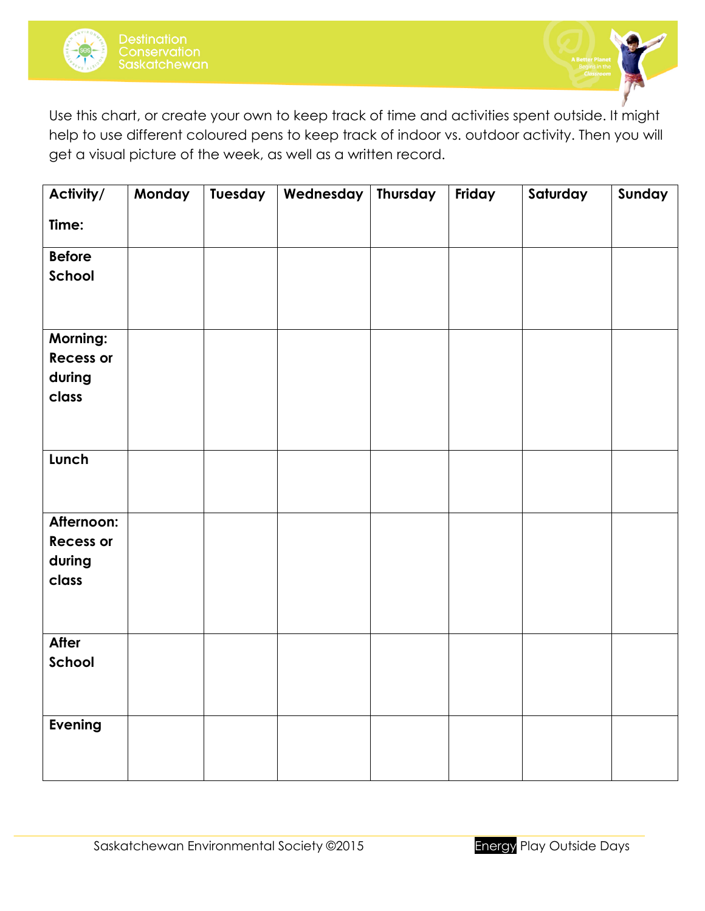Use this chart, or create your own to keep track of time and activities spent outside. It might help to use different coloured pens to keep track of indoor vs. outdoor activity. Then you will get a visual picture of the week, as well as a written record.

| **Activity/ Time:** | **Monday** | **Tuesday** | **Wednesday** | **Thursday** | **Friday** | **Saturday** | **Sunday** |
|---|---|---|---|---|---|---|---|
| **Before School** | | | | | | | |
| **Morning: Recess or during class** | | | | | | | |
| **Lunch** | | | | | | | |
| **Afternoon: Recess or during class** | | | | | | | |
| **After School** | | | | | | | |
| **Evening** | | | | | | | |